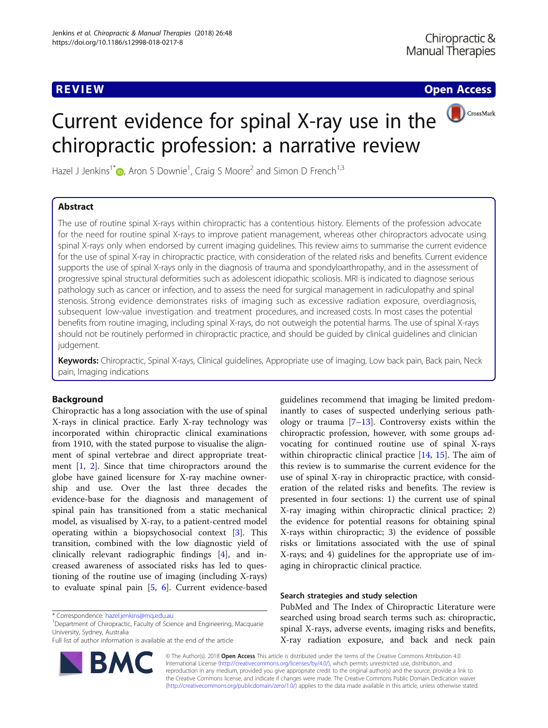REVIEW

Open Access

# Current evidence for spinal X-ray use in the chiropractic profession: a narrative review

Hazel J Jenkins[1*], Aron S Downie[1], Craig S Moore[2] and Simon D French[1,3]

## Abstract

The use of routine spinal X-rays within chiropractic has a contentious history. Elements of the profession advocate for the need for routine spinal X-rays to improve patient management, whereas other chiropractors advocate using spinal X-rays only when endorsed by current imaging guidelines. This review aims to summarise the current evidence for the use of spinal X-ray in chiropractic practice, with consideration of the related risks and benefits. Current evidence supports the use of spinal X-rays only in the diagnosis of trauma and spondyloarthropathy, and in the assessment of progressive spinal structural deformities such as adolescent idiopathic scoliosis. MRI is indicated to diagnose serious pathology such as cancer or infection, and to assess the need for surgical management in radiculopathy and spinal stenosis. Strong evidence demonstrates risks of imaging such as excessive radiation exposure, overdiagnosis, subsequent low-value investigation and treatment procedures, and increased costs. In most cases the potential benefits from routine imaging, including spinal X-rays, do not outweigh the potential harms. The use of spinal X-rays should not be routinely performed in chiropractic practice, and should be guided by clinical guidelines and clinician judgement.

**Keywords:** Chiropractic, Spinal X-rays, Clinical guidelines, Appropriate use of imaging, Low back pain, Back pain, Neck pain, Imaging indications

## Background

Chiropractic has a long association with the use of spinal X-rays in clinical practice. Early X-ray technology was incorporated within chiropractic clinical examinations from 1910, with the stated purpose to visualise the alignment of spinal vertebrae and direct appropriate treatment [1, 2]. Since that time chiropractors around the globe have gained licensure for X-ray machine ownership and use. Over the last three decades the evidence-base for the diagnosis and management of spinal pain has transitioned from a static mechanical model, as visualised by X-ray, to a patient-centred model operating within a biopsychosocial context [3]. This transition, combined with the low diagnostic yield of clinically relevant radiographic findings [4], and increased awareness of associated risks has led to questioning of the routine use of imaging (including X-rays) to evaluate spinal pain [5, 6]. Current evidence-based guidelines recommend that imaging be limited predominantly to cases of suspected underlying serious pathology or trauma [7–13]. Controversy exists within the chiropractic profession, however, with some groups advocating for continued routine use of spinal X-rays within chiropractic clinical practice [14, 15]. The aim of this review is to summarise the current evidence for the use of spinal X-ray in chiropractic practice, with consideration of the related risks and benefits. The review is presented in four sections: 1) the current use of spinal X-ray imaging within chiropractic clinical practice; 2) the evidence for potential reasons for obtaining spinal X-rays within chiropractic; 3) the evidence of possible risks or limitations associated with the use of spinal X-rays; and 4) guidelines for the appropriate use of imaging in chiropractic clinical practice.

### Search strategies and study selection

PubMed and The Index of Chiropractic Literature were searched using broad search terms such as: chiropractic, spinal X-rays, adverse events, imaging risks and benefits, X-ray radiation exposure, and back and neck pain

\* Correspondence: hazel.jenkins@mq.edu.au
[1]Department of Chiropractic, Faculty of Science and Engineering, Macquarie University, Sydney, Australia
Full list of author information is available at the end of the article

© The Author(s). 2018 **Open Access** This article is distributed under the terms of the Creative Commons Attribution 4.0 International License (http://creativecommons.org/licenses/by/4.0/), which permits unrestricted use, distribution, and reproduction in any medium, provided you give appropriate credit to the original author(s) and the source, provide a link to the Creative Commons license, and indicate if changes were made. The Creative Commons Public Domain Dedication waiver (http://creativecommons.org/publicdomain/zero/1.0/) applies to the data made available in this article, unless otherwise stated.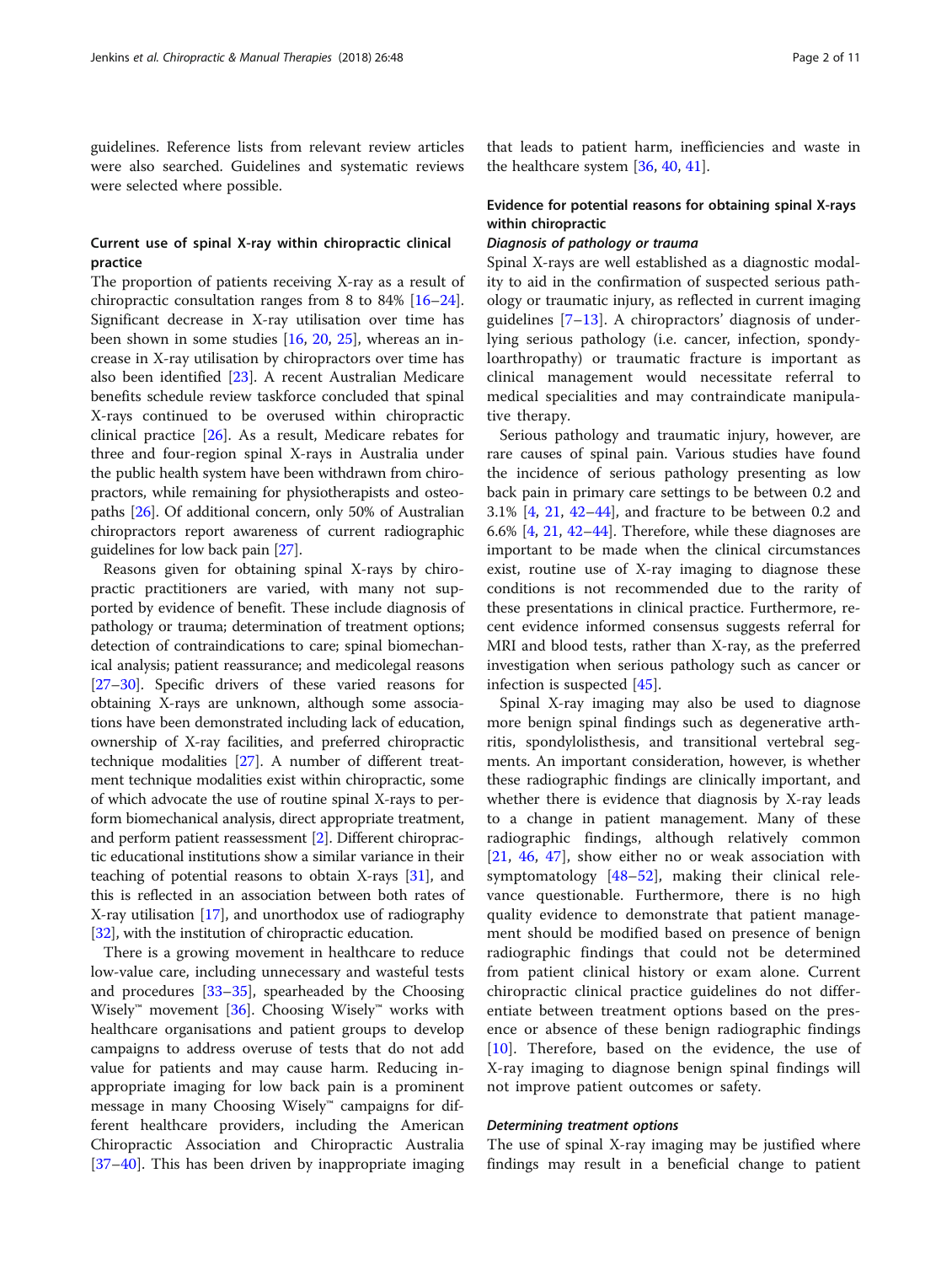guidelines. Reference lists from relevant review articles were also searched. Guidelines and systematic reviews were selected where possible.

## Current use of spinal X-ray within chiropractic clinical practice

The proportion of patients receiving X-ray as a result of chiropractic consultation ranges from 8 to 84% [16–24]. Significant decrease in X-ray utilisation over time has been shown in some studies [16, 20, 25], whereas an increase in X-ray utilisation by chiropractors over time has also been identified [23]. A recent Australian Medicare benefits schedule review taskforce concluded that spinal X-rays continued to be overused within chiropractic clinical practice [26]. As a result, Medicare rebates for three and four-region spinal X-rays in Australia under the public health system have been withdrawn from chiropractors, while remaining for physiotherapists and osteopaths [26]. Of additional concern, only 50% of Australian chiropractors report awareness of current radiographic guidelines for low back pain [27].

Reasons given for obtaining spinal X-rays by chiropractic practitioners are varied, with many not supported by evidence of benefit. These include diagnosis of pathology or trauma; determination of treatment options; detection of contraindications to care; spinal biomechanical analysis; patient reassurance; and medicolegal reasons [27–30]. Specific drivers of these varied reasons for obtaining X-rays are unknown, although some associations have been demonstrated including lack of education, ownership of X-ray facilities, and preferred chiropractic technique modalities [27]. A number of different treatment technique modalities exist within chiropractic, some of which advocate the use of routine spinal X-rays to perform biomechanical analysis, direct appropriate treatment, and perform patient reassessment [2]. Different chiropractic educational institutions show a similar variance in their teaching of potential reasons to obtain X-rays [31], and this is reflected in an association between both rates of X-ray utilisation [17], and unorthodox use of radiography [32], with the institution of chiropractic education.

There is a growing movement in healthcare to reduce low-value care, including unnecessary and wasteful tests and procedures [33–35], spearheaded by the Choosing Wisely™ movement [36]. Choosing Wisely™ works with healthcare organisations and patient groups to develop campaigns to address overuse of tests that do not add value for patients and may cause harm. Reducing inappropriate imaging for low back pain is a prominent message in many Choosing Wisely™ campaigns for different healthcare providers, including the American Chiropractic Association and Chiropractic Australia [37–40]. This has been driven by inappropriate imaging that leads to patient harm, inefficiencies and waste in the healthcare system [36, 40, 41].

## Evidence for potential reasons for obtaining spinal X-rays within chiropractic

### *Diagnosis of pathology or trauma*

Spinal X-rays are well established as a diagnostic modality to aid in the confirmation of suspected serious pathology or traumatic injury, as reflected in current imaging guidelines [7–13]. A chiropractors' diagnosis of underlying serious pathology (i.e. cancer, infection, spondyloarthropathy) or traumatic fracture is important as clinical management would necessitate referral to medical specialities and may contraindicate manipulative therapy.

Serious pathology and traumatic injury, however, are rare causes of spinal pain. Various studies have found the incidence of serious pathology presenting as low back pain in primary care settings to be between 0.2 and 3.1% [4, 21, 42–44], and fracture to be between 0.2 and 6.6% [4, 21, 42–44]. Therefore, while these diagnoses are important to be made when the clinical circumstances exist, routine use of X-ray imaging to diagnose these conditions is not recommended due to the rarity of these presentations in clinical practice. Furthermore, recent evidence informed consensus suggests referral for MRI and blood tests, rather than X-ray, as the preferred investigation when serious pathology such as cancer or infection is suspected [45].

Spinal X-ray imaging may also be used to diagnose more benign spinal findings such as degenerative arthritis, spondylolisthesis, and transitional vertebral segments. An important consideration, however, is whether these radiographic findings are clinically important, and whether there is evidence that diagnosis by X-ray leads to a change in patient management. Many of these radiographic findings, although relatively common [21, 46, 47], show either no or weak association with symptomatology [48–52], making their clinical relevance questionable. Furthermore, there is no high quality evidence to demonstrate that patient management should be modified based on presence of benign radiographic findings that could not be determined from patient clinical history or exam alone. Current chiropractic clinical practice guidelines do not differentiate between treatment options based on the presence or absence of these benign radiographic findings [10]. Therefore, based on the evidence, the use of X-ray imaging to diagnose benign spinal findings will not improve patient outcomes or safety.

### *Determining treatment options*

The use of spinal X-ray imaging may be justified where findings may result in a beneficial change to patient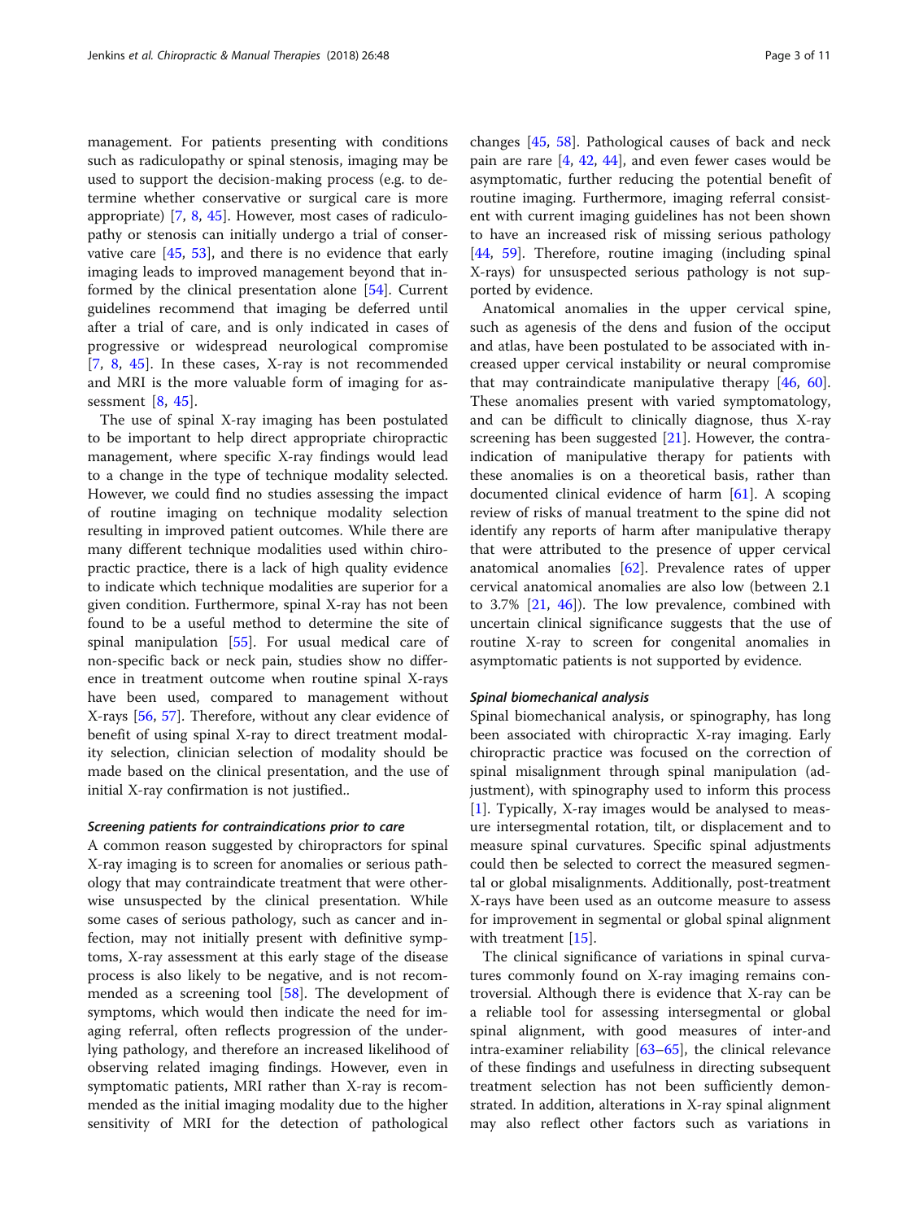management. For patients presenting with conditions such as radiculopathy or spinal stenosis, imaging may be used to support the decision-making process (e.g. to determine whether conservative or surgical care is more appropriate) [7, 8, 45]. However, most cases of radiculopathy or stenosis can initially undergo a trial of conservative care [45, 53], and there is no evidence that early imaging leads to improved management beyond that informed by the clinical presentation alone [54]. Current guidelines recommend that imaging be deferred until after a trial of care, and is only indicated in cases of progressive or widespread neurological compromise [7, 8, 45]. In these cases, X-ray is not recommended and MRI is the more valuable form of imaging for assessment [8, 45].

The use of spinal X-ray imaging has been postulated to be important to help direct appropriate chiropractic management, where specific X-ray findings would lead to a change in the type of technique modality selected. However, we could find no studies assessing the impact of routine imaging on technique modality selection resulting in improved patient outcomes. While there are many different technique modalities used within chiropractic practice, there is a lack of high quality evidence to indicate which technique modalities are superior for a given condition. Furthermore, spinal X-ray has not been found to be a useful method to determine the site of spinal manipulation [55]. For usual medical care of non-specific back or neck pain, studies show no difference in treatment outcome when routine spinal X-rays have been used, compared to management without X-rays [56, 57]. Therefore, without any clear evidence of benefit of using spinal X-ray to direct treatment modality selection, clinician selection of modality should be made based on the clinical presentation, and the use of initial X-ray confirmation is not justified..

#### *Screening patients for contraindications prior to care*

A common reason suggested by chiropractors for spinal X-ray imaging is to screen for anomalies or serious pathology that may contraindicate treatment that were otherwise unsuspected by the clinical presentation. While some cases of serious pathology, such as cancer and infection, may not initially present with definitive symptoms, X-ray assessment at this early stage of the disease process is also likely to be negative, and is not recommended as a screening tool [58]. The development of symptoms, which would then indicate the need for imaging referral, often reflects progression of the underlying pathology, and therefore an increased likelihood of observing related imaging findings. However, even in symptomatic patients, MRI rather than X-ray is recommended as the initial imaging modality due to the higher sensitivity of MRI for the detection of pathological changes [45, 58]. Pathological causes of back and neck pain are rare [4, 42, 44], and even fewer cases would be asymptomatic, further reducing the potential benefit of routine imaging. Furthermore, imaging referral consistent with current imaging guidelines has not been shown to have an increased risk of missing serious pathology [44, 59]. Therefore, routine imaging (including spinal X-rays) for unsuspected serious pathology is not supported by evidence.

Anatomical anomalies in the upper cervical spine, such as agenesis of the dens and fusion of the occiput and atlas, have been postulated to be associated with increased upper cervical instability or neural compromise that may contraindicate manipulative therapy [46, 60]. These anomalies present with varied symptomatology, and can be difficult to clinically diagnose, thus X-ray screening has been suggested [21]. However, the contraindication of manipulative therapy for patients with these anomalies is on a theoretical basis, rather than documented clinical evidence of harm [61]. A scoping review of risks of manual treatment to the spine did not identify any reports of harm after manipulative therapy that were attributed to the presence of upper cervical anatomical anomalies [62]. Prevalence rates of upper cervical anatomical anomalies are also low (between 2.1 to 3.7% [21, 46]). The low prevalence, combined with uncertain clinical significance suggests that the use of routine X-ray to screen for congenital anomalies in asymptomatic patients is not supported by evidence.

#### *Spinal biomechanical analysis*

Spinal biomechanical analysis, or spinography, has long been associated with chiropractic X-ray imaging. Early chiropractic practice was focused on the correction of spinal misalignment through spinal manipulation (adjustment), with spinography used to inform this process [1]. Typically, X-ray images would be analysed to measure intersegmental rotation, tilt, or displacement and to measure spinal curvatures. Specific spinal adjustments could then be selected to correct the measured segmental or global misalignments. Additionally, post-treatment X-rays have been used as an outcome measure to assess for improvement in segmental or global spinal alignment with treatment [15].

The clinical significance of variations in spinal curvatures commonly found on X-ray imaging remains controversial. Although there is evidence that X-ray can be a reliable tool for assessing intersegmental or global spinal alignment, with good measures of inter-and intra-examiner reliability [63–65], the clinical relevance of these findings and usefulness in directing subsequent treatment selection has not been sufficiently demonstrated. In addition, alterations in X-ray spinal alignment may also reflect other factors such as variations in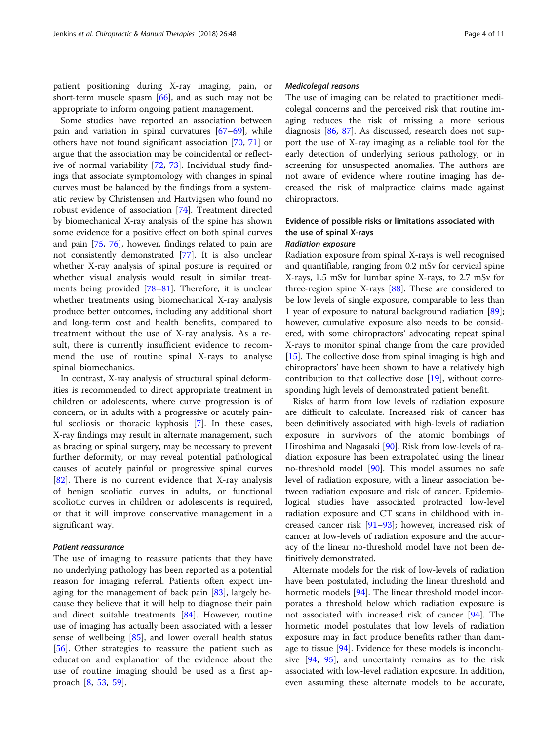patient positioning during X-ray imaging, pain, or short-term muscle spasm [66], and as such may not be appropriate to inform ongoing patient management.

Some studies have reported an association between pain and variation in spinal curvatures [67–69], while others have not found significant association [70, 71] or argue that the association may be coincidental or reflective of normal variability [72, 73]. Individual study findings that associate symptomology with changes in spinal curves must be balanced by the findings from a systematic review by Christensen and Hartvigsen who found no robust evidence of association [74]. Treatment directed by biomechanical X-ray analysis of the spine has shown some evidence for a positive effect on both spinal curves and pain [75, 76], however, findings related to pain are not consistently demonstrated [77]. It is also unclear whether X-ray analysis of spinal posture is required or whether visual analysis would result in similar treatments being provided [78–81]. Therefore, it is unclear whether treatments using biomechanical X-ray analysis produce better outcomes, including any additional short and long-term cost and health benefits, compared to treatment without the use of X-ray analysis. As a result, there is currently insufficient evidence to recommend the use of routine spinal X-rays to analyse spinal biomechanics.

In contrast, X-ray analysis of structural spinal deformities is recommended to direct appropriate treatment in children or adolescents, where curve progression is of concern, or in adults with a progressive or acutely painful scoliosis or thoracic kyphosis [7]. In these cases, X-ray findings may result in alternate management, such as bracing or spinal surgery, may be necessary to prevent further deformity, or may reveal potential pathological causes of acutely painful or progressive spinal curves [82]. There is no current evidence that X-ray analysis of benign scoliotic curves in adults, or functional scoliotic curves in children or adolescents is required, or that it will improve conservative management in a significant way.

#### *Patient reassurance*

The use of imaging to reassure patients that they have no underlying pathology has been reported as a potential reason for imaging referral. Patients often expect imaging for the management of back pain [83], largely because they believe that it will help to diagnose their pain and direct suitable treatments [84]. However, routine use of imaging has actually been associated with a lesser sense of wellbeing [85], and lower overall health status [56]. Other strategies to reassure the patient such as education and explanation of the evidence about the use of routine imaging should be used as a first approach [8, 53, 59].

#### *Medicolegal reasons*

The use of imaging can be related to practitioner medicolegal concerns and the perceived risk that routine imaging reduces the risk of missing a more serious diagnosis [86, 87]. As discussed, research does not support the use of X-ray imaging as a reliable tool for the early detection of underlying serious pathology, or in screening for unsuspected anomalies. The authors are not aware of evidence where routine imaging has decreased the risk of malpractice claims made against chiropractors.

### Evidence of possible risks or limitations associated with the use of spinal X-rays

#### *Radiation exposure*

Radiation exposure from spinal X-rays is well recognised and quantifiable, ranging from 0.2 mSv for cervical spine X-rays, 1.5 mSv for lumbar spine X-rays, to 2.7 mSv for three-region spine X-rays [88]. These are considered to be low levels of single exposure, comparable to less than 1 year of exposure to natural background radiation [89]; however, cumulative exposure also needs to be considered, with some chiropractors' advocating repeat spinal X-rays to monitor spinal change from the care provided [15]. The collective dose from spinal imaging is high and chiropractors' have been shown to have a relatively high contribution to that collective dose [19], without corresponding high levels of demonstrated patient benefit.

Risks of harm from low levels of radiation exposure are difficult to calculate. Increased risk of cancer has been definitively associated with high-levels of radiation exposure in survivors of the atomic bombings of Hiroshima and Nagasaki [90]. Risk from low-levels of radiation exposure has been extrapolated using the linear no-threshold model [90]. This model assumes no safe level of radiation exposure, with a linear association between radiation exposure and risk of cancer. Epidemiological studies have associated protracted low-level radiation exposure and CT scans in childhood with increased cancer risk [91–93]; however, increased risk of cancer at low-levels of radiation exposure and the accuracy of the linear no-threshold model have not been definitively demonstrated.

Alternate models for the risk of low-levels of radiation have been postulated, including the linear threshold and hormetic models [94]. The linear threshold model incorporates a threshold below which radiation exposure is not associated with increased risk of cancer [94]. The hormetic model postulates that low levels of radiation exposure may in fact produce benefits rather than damage to tissue [94]. Evidence for these models is inconclusive [94, 95], and uncertainty remains as to the risk associated with low-level radiation exposure. In addition, even assuming these alternate models to be accurate,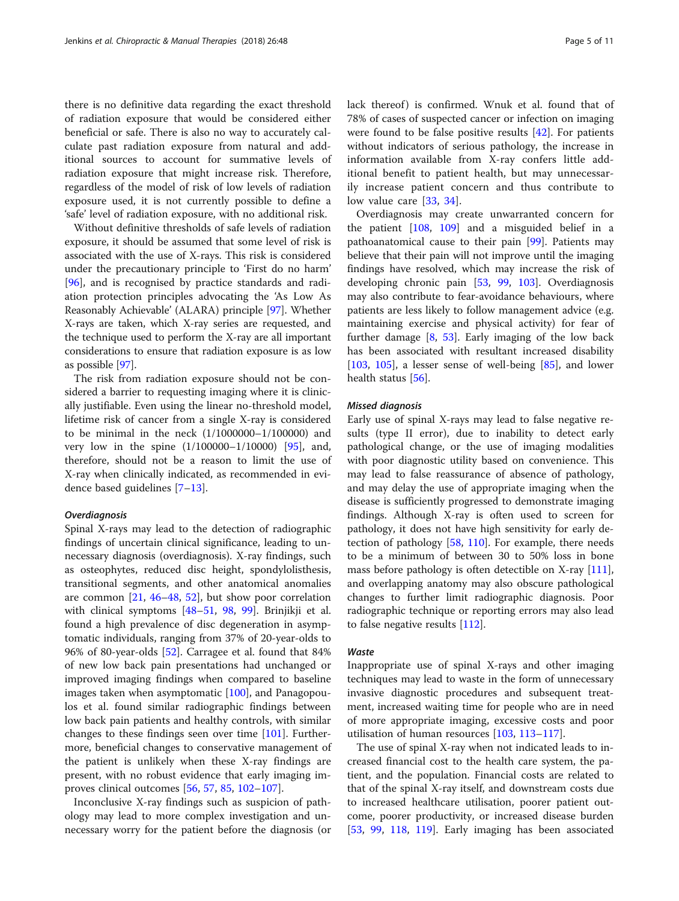there is no definitive data regarding the exact threshold of radiation exposure that would be considered either beneficial or safe. There is also no way to accurately calculate past radiation exposure from natural and additional sources to account for summative levels of radiation exposure that might increase risk. Therefore, regardless of the model of risk of low levels of radiation exposure used, it is not currently possible to define a 'safe' level of radiation exposure, with no additional risk.

Without definitive thresholds of safe levels of radiation exposure, it should be assumed that some level of risk is associated with the use of X-rays. This risk is considered under the precautionary principle to 'First do no harm' [96], and is recognised by practice standards and radiation protection principles advocating the 'As Low As Reasonably Achievable' (ALARA) principle [97]. Whether X-rays are taken, which X-ray series are requested, and the technique used to perform the X-ray are all important considerations to ensure that radiation exposure is as low as possible [97].

The risk from radiation exposure should not be considered a barrier to requesting imaging where it is clinically justifiable. Even using the linear no-threshold model, lifetime risk of cancer from a single X-ray is considered to be minimal in the neck (1/1000000–1/100000) and very low in the spine (1/100000–1/10000) [95], and, therefore, should not be a reason to limit the use of X-ray when clinically indicated, as recommended in evidence based guidelines [7–13].

#### *Overdiagnosis*

Spinal X-rays may lead to the detection of radiographic findings of uncertain clinical significance, leading to unnecessary diagnosis (overdiagnosis). X-ray findings, such as osteophytes, reduced disc height, spondylolisthesis, transitional segments, and other anatomical anomalies are common [21, 46–48, 52], but show poor correlation with clinical symptoms [48–51, 98, 99]. Brinjikji et al. found a high prevalence of disc degeneration in asymptomatic individuals, ranging from 37% of 20-year-olds to 96% of 80-year-olds [52]. Carragee et al. found that 84% of new low back pain presentations had unchanged or improved imaging findings when compared to baseline images taken when asymptomatic [100], and Panagopoulos et al. found similar radiographic findings between low back pain patients and healthy controls, with similar changes to these findings seen over time [101]. Furthermore, beneficial changes to conservative management of the patient is unlikely when these X-ray findings are present, with no robust evidence that early imaging improves clinical outcomes [56, 57, 85, 102–107].

Inconclusive X-ray findings such as suspicion of pathology may lead to more complex investigation and unnecessary worry for the patient before the diagnosis (or lack thereof) is confirmed. Wnuk et al. found that of 78% of cases of suspected cancer or infection on imaging were found to be false positive results [42]. For patients without indicators of serious pathology, the increase in information available from X-ray confers little additional benefit to patient health, but may unnecessarily increase patient concern and thus contribute to low value care [33, 34].

Overdiagnosis may create unwarranted concern for the patient [108, 109] and a misguided belief in a pathoanatomical cause to their pain [99]. Patients may believe that their pain will not improve until the imaging findings have resolved, which may increase the risk of developing chronic pain [53, 99, 103]. Overdiagnosis may also contribute to fear-avoidance behaviours, where patients are less likely to follow management advice (e.g. maintaining exercise and physical activity) for fear of further damage [8, 53]. Early imaging of the low back has been associated with resultant increased disability [103, 105], a lesser sense of well-being [85], and lower health status [56].

#### *Missed diagnosis*

Early use of spinal X-rays may lead to false negative results (type II error), due to inability to detect early pathological change, or the use of imaging modalities with poor diagnostic utility based on convenience. This may lead to false reassurance of absence of pathology, and may delay the use of appropriate imaging when the disease is sufficiently progressed to demonstrate imaging findings. Although X-ray is often used to screen for pathology, it does not have high sensitivity for early detection of pathology [58, 110]. For example, there needs to be a minimum of between 30 to 50% loss in bone mass before pathology is often detectible on X-ray [111], and overlapping anatomy may also obscure pathological changes to further limit radiographic diagnosis. Poor radiographic technique or reporting errors may also lead to false negative results [112].

#### *Waste*

Inappropriate use of spinal X-rays and other imaging techniques may lead to waste in the form of unnecessary invasive diagnostic procedures and subsequent treatment, increased waiting time for people who are in need of more appropriate imaging, excessive costs and poor utilisation of human resources [103, 113–117].

The use of spinal X-ray when not indicated leads to increased financial cost to the health care system, the patient, and the population. Financial costs are related to that of the spinal X-ray itself, and downstream costs due to increased healthcare utilisation, poorer patient outcome, poorer productivity, or increased disease burden [53, 99, 118, 119]. Early imaging has been associated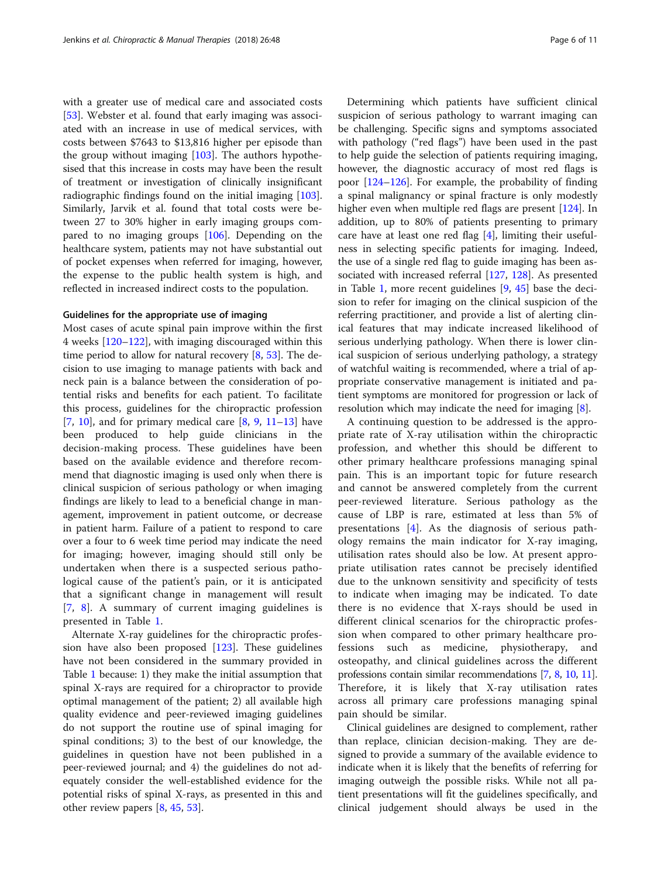with a greater use of medical care and associated costs [53]. Webster et al. found that early imaging was associated with an increase in use of medical services, with costs between $7643 to $13,816 higher per episode than the group without imaging [103]. The authors hypothesised that this increase in costs may have been the result of treatment or investigation of clinically insignificant radiographic findings found on the initial imaging [103]. Similarly, Jarvik et al. found that total costs were between 27 to 30% higher in early imaging groups compared to no imaging groups [106]. Depending on the healthcare system, patients may not have substantial out of pocket expenses when referred for imaging, however, the expense to the public health system is high, and reflected in increased indirect costs to the population.

### Guidelines for the appropriate use of imaging

Most cases of acute spinal pain improve within the first 4 weeks [120–122], with imaging discouraged within this time period to allow for natural recovery [8, 53]. The decision to use imaging to manage patients with back and neck pain is a balance between the consideration of potential risks and benefits for each patient. To facilitate this process, guidelines for the chiropractic profession [7, 10], and for primary medical care [8, 9, 11–13] have been produced to help guide clinicians in the decision-making process. These guidelines have been based on the available evidence and therefore recommend that diagnostic imaging is used only when there is clinical suspicion of serious pathology or when imaging findings are likely to lead to a beneficial change in management, improvement in patient outcome, or decrease in patient harm. Failure of a patient to respond to care over a four to 6 week time period may indicate the need for imaging; however, imaging should still only be undertaken when there is a suspected serious pathological cause of the patient's pain, or it is anticipated that a significant change in management will result [7, 8]. A summary of current imaging guidelines is presented in Table 1.

Alternate X-ray guidelines for the chiropractic profession have also been proposed [123]. These guidelines have not been considered in the summary provided in Table 1 because: 1) they make the initial assumption that spinal X-rays are required for a chiropractor to provide optimal management of the patient; 2) all available high quality evidence and peer-reviewed imaging guidelines do not support the routine use of spinal imaging for spinal conditions; 3) to the best of our knowledge, the guidelines in question have not been published in a peer-reviewed journal; and 4) the guidelines do not adequately consider the well-established evidence for the potential risks of spinal X-rays, as presented in this and other review papers [8, 45, 53].

Determining which patients have sufficient clinical suspicion of serious pathology to warrant imaging can be challenging. Specific signs and symptoms associated with pathology ("red flags") have been used in the past to help guide the selection of patients requiring imaging, however, the diagnostic accuracy of most red flags is poor [124–126]. For example, the probability of finding a spinal malignancy or spinal fracture is only modestly higher even when multiple red flags are present [124]. In addition, up to 80% of patients presenting to primary care have at least one red flag [4], limiting their usefulness in selecting specific patients for imaging. Indeed, the use of a single red flag to guide imaging has been associated with increased referral [127, 128]. As presented in Table 1, more recent guidelines [9, 45] base the decision to refer for imaging on the clinical suspicion of the referring practitioner, and provide a list of alerting clinical features that may indicate increased likelihood of serious underlying pathology. When there is lower clinical suspicion of serious underlying pathology, a strategy of watchful waiting is recommended, where a trial of appropriate conservative management is initiated and patient symptoms are monitored for progression or lack of resolution which may indicate the need for imaging [8].

A continuing question to be addressed is the appropriate rate of X-ray utilisation within the chiropractic profession, and whether this should be different to other primary healthcare professions managing spinal pain. This is an important topic for future research and cannot be answered completely from the current peer-reviewed literature. Serious pathology as the cause of LBP is rare, estimated at less than 5% of presentations [4]. As the diagnosis of serious pathology remains the main indicator for X-ray imaging, utilisation rates should also be low. At present appropriate utilisation rates cannot be precisely identified due to the unknown sensitivity and specificity of tests to indicate when imaging may be indicated. To date there is no evidence that X-rays should be used in different clinical scenarios for the chiropractic profession when compared to other primary healthcare professions such as medicine, physiotherapy, and osteopathy, and clinical guidelines across the different professions contain similar recommendations [7, 8, 10, 11]. Therefore, it is likely that X-ray utilisation rates across all primary care professions managing spinal pain should be similar.

Clinical guidelines are designed to complement, rather than replace, clinician decision-making. They are designed to provide a summary of the available evidence to indicate when it is likely that the benefits of referring for imaging outweigh the possible risks. While not all patient presentations will fit the guidelines specifically, and clinical judgement should always be used in the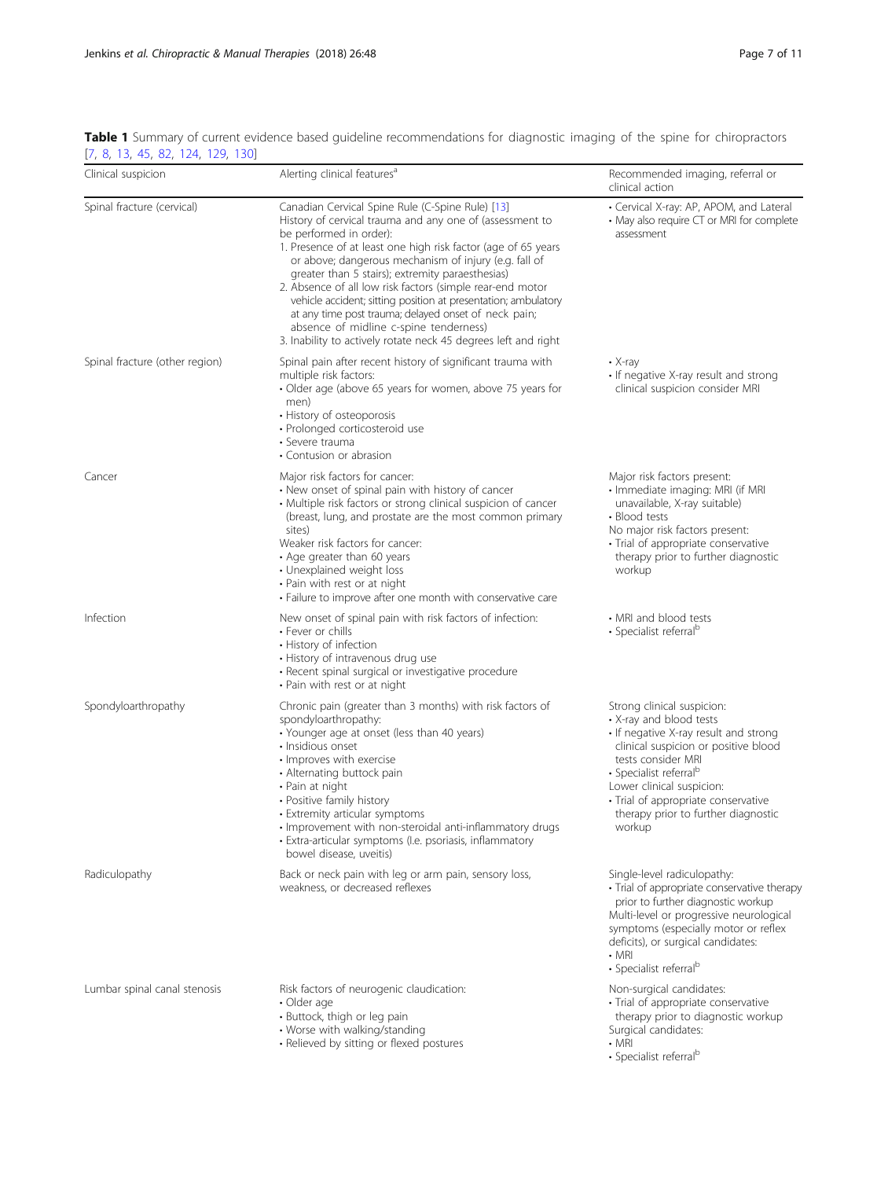**Table 1** Summary of current evidence based guideline recommendations for diagnostic imaging of the spine for chiropractors [7, 8, 13, 45, 82, 124, 129, 130]

| Clinical suspicion | Alerting clinical features[a] | Recommended imaging, referral or clinical action |
|---|---|---|
| Spinal fracture (cervical) | Canadian Cervical Spine Rule (C-Spine Rule) [13]<br>History of cervical trauma and any one of (assessment to be performed in order):<br>1. Presence of at least one high risk factor (age of 65 years or above; dangerous mechanism of injury (e.g. fall of greater than 5 stairs); extremity paraesthesias)<br>2. Absence of all low risk factors (simple rear-end motor vehicle accident; sitting position at presentation; ambulatory at any time post trauma; delayed onset of neck pain; absence of midline c-spine tenderness)<br>3. Inability to actively rotate neck 45 degrees left and right | • Cervical X-ray: AP, APOM, and Lateral<br>• May also require CT or MRI for complete assessment |
| Spinal fracture (other region) | Spinal pain after recent history of significant trauma with multiple risk factors:<br>• Older age (above 65 years for women, above 75 years for men)<br>• History of osteoporosis<br>• Prolonged corticosteroid use<br>• Severe trauma<br>• Contusion or abrasion | • X-ray<br>• If negative X-ray result and strong clinical suspicion consider MRI |
| Cancer | Major risk factors for cancer:<br>• New onset of spinal pain with history of cancer<br>• Multiple risk factors or strong clinical suspicion of cancer (breast, lung, and prostate are the most common primary sites)<br>Weaker risk factors for cancer:<br>• Age greater than 60 years<br>• Unexplained weight loss<br>• Pain with rest or at night<br>• Failure to improve after one month with conservative care | Major risk factors present:<br>• Immediate imaging: MRI (if MRI unavailable, X-ray suitable)<br>• Blood tests<br>No major risk factors present:<br>• Trial of appropriate conservative therapy prior to further diagnostic workup |
| Infection | New onset of spinal pain with risk factors of infection:<br>• Fever or chills<br>• History of infection<br>• History of intravenous drug use<br>• Recent spinal surgical or investigative procedure<br>• Pain with rest or at night | • MRI and blood tests<br>• Specialist referral[b] |
| Spondyloarthropathy | Chronic pain (greater than 3 months) with risk factors of spondyloarthropathy:<br>• Younger age at onset (less than 40 years)<br>• Insidious onset<br>• Improves with exercise<br>• Alternating buttock pain<br>• Pain at night<br>• Positive family history<br>• Extremity articular symptoms<br>• Improvement with non-steroidal anti-inflammatory drugs<br>• Extra-articular symptoms (I.e. psoriasis, inflammatory bowel disease, uveitis) | Strong clinical suspicion:<br>• X-ray and blood tests<br>• If negative X-ray result and strong clinical suspicion or positive blood tests consider MRI<br>• Specialist referral[b]<br>Lower clinical suspicion:<br>• Trial of appropriate conservative therapy prior to further diagnostic workup |
| Radiculopathy | Back or neck pain with leg or arm pain, sensory loss, weakness, or decreased reflexes | Single-level radiculopathy:<br>• Trial of appropriate conservative therapy prior to further diagnostic workup<br>Multi-level or progressive neurological symptoms (especially motor or reflex deficits), or surgical candidates:<br>• MRI<br>• Specialist referral[b] |
| Lumbar spinal canal stenosis | Risk factors of neurogenic claudication:<br>• Older age<br>• Buttock, thigh or leg pain<br>• Worse with walking/standing<br>• Relieved by sitting or flexed postures | Non-surgical candidates:<br>• Trial of appropriate conservative therapy prior to diagnostic workup<br>Surgical candidates:<br>• MRI<br>• Specialist referral[b] |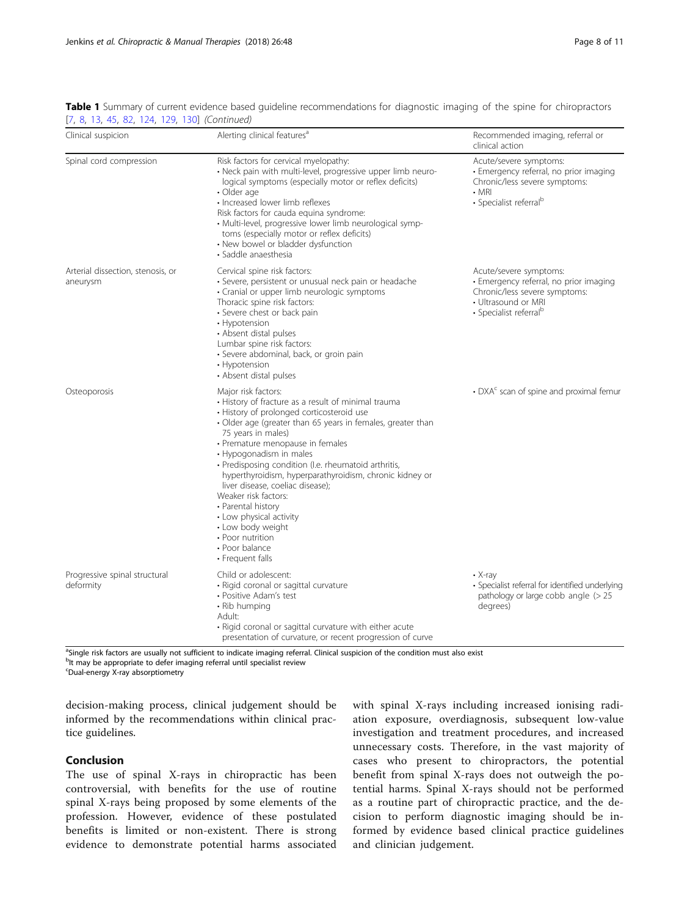**Table 1** Summary of current evidence based guideline recommendations for diagnostic imaging of the spine for chiropractors [7, 8, 13, 45, 82, 124, 129, 130] *(Continued)*

| Clinical suspicion | Alerting clinical features[a] | Recommended imaging, referral or clinical action |
|---|---|---|
| Spinal cord compression | Risk factors for cervical myelopathy:<br>• Neck pain with multi-level, progressive upper limb neurological symptoms (especially motor or reflex deficits)<br>• Older age<br>• Increased lower limb reflexes<br>Risk factors for cauda equina syndrome:<br>• Multi-level, progressive lower limb neurological symptoms (especially motor or reflex deficits)<br>• New bowel or bladder dysfunction<br>• Saddle anaesthesia | Acute/severe symptoms:<br>• Emergency referral, no prior imaging<br>Chronic/less severe symptoms:<br>• MRI<br>• Specialist referral[b] |
| Arterial dissection, stenosis, or aneurysm | Cervical spine risk factors:<br>• Severe, persistent or unusual neck pain or headache<br>• Cranial or upper limb neurologic symptoms<br>Thoracic spine risk factors:<br>• Severe chest or back pain<br>• Hypotension<br>• Absent distal pulses<br>Lumbar spine risk factors:<br>• Severe abdominal, back, or groin pain<br>• Hypotension<br>• Absent distal pulses | Acute/severe symptoms:<br>• Emergency referral, no prior imaging<br>Chronic/less severe symptoms:<br>• Ultrasound or MRI<br>• Specialist referral[b] |
| Osteoporosis | Major risk factors:<br>• History of fracture as a result of minimal trauma<br>• History of prolonged corticosteroid use<br>• Older age (greater than 65 years in females, greater than 75 years in males)<br>• Premature menopause in females<br>• Hypogonadism in males<br>• Predisposing condition (I.e. rheumatoid arthritis, hyperthyroidism, hyperparathyroidism, chronic kidney or liver disease, coeliac disease);<br>Weaker risk factors:<br>• Parental history<br>• Low physical activity<br>• Low body weight<br>• Poor nutrition<br>• Poor balance<br>• Frequent falls | • DXA[c] scan of spine and proximal femur |
| Progressive spinal structural deformity | Child or adolescent:<br>• Rigid coronal or sagittal curvature<br>• Positive Adam's test<br>• Rib humping<br>Adult:<br>• Rigid coronal or sagittal curvature with either acute presentation of curvature, or recent progression of curve | • X-ray<br>• Specialist referral for identified underlying pathology or large cobb angle (> 25 degrees) |

[a]Single risk factors are usually not sufficient to indicate imaging referral. Clinical suspicion of the condition must also exist
[b]It may be appropriate to defer imaging referral until specialist review
[c]Dual-energy X-ray absorptiometry

decision-making process, clinical judgement should be informed by the recommendations within clinical practice guidelines.

## Conclusion

The use of spinal X-rays in chiropractic has been controversial, with benefits for the use of routine spinal X-rays being proposed by some elements of the profession. However, evidence of these postulated benefits is limited or non-existent. There is strong evidence to demonstrate potential harms associated with spinal X-rays including increased ionising radiation exposure, overdiagnosis, subsequent low-value investigation and treatment procedures, and increased unnecessary costs. Therefore, in the vast majority of cases who present to chiropractors, the potential benefit from spinal X-rays does not outweigh the potential harms. Spinal X-rays should not be performed as a routine part of chiropractic practice, and the decision to perform diagnostic imaging should be informed by evidence based clinical practice guidelines and clinician judgement.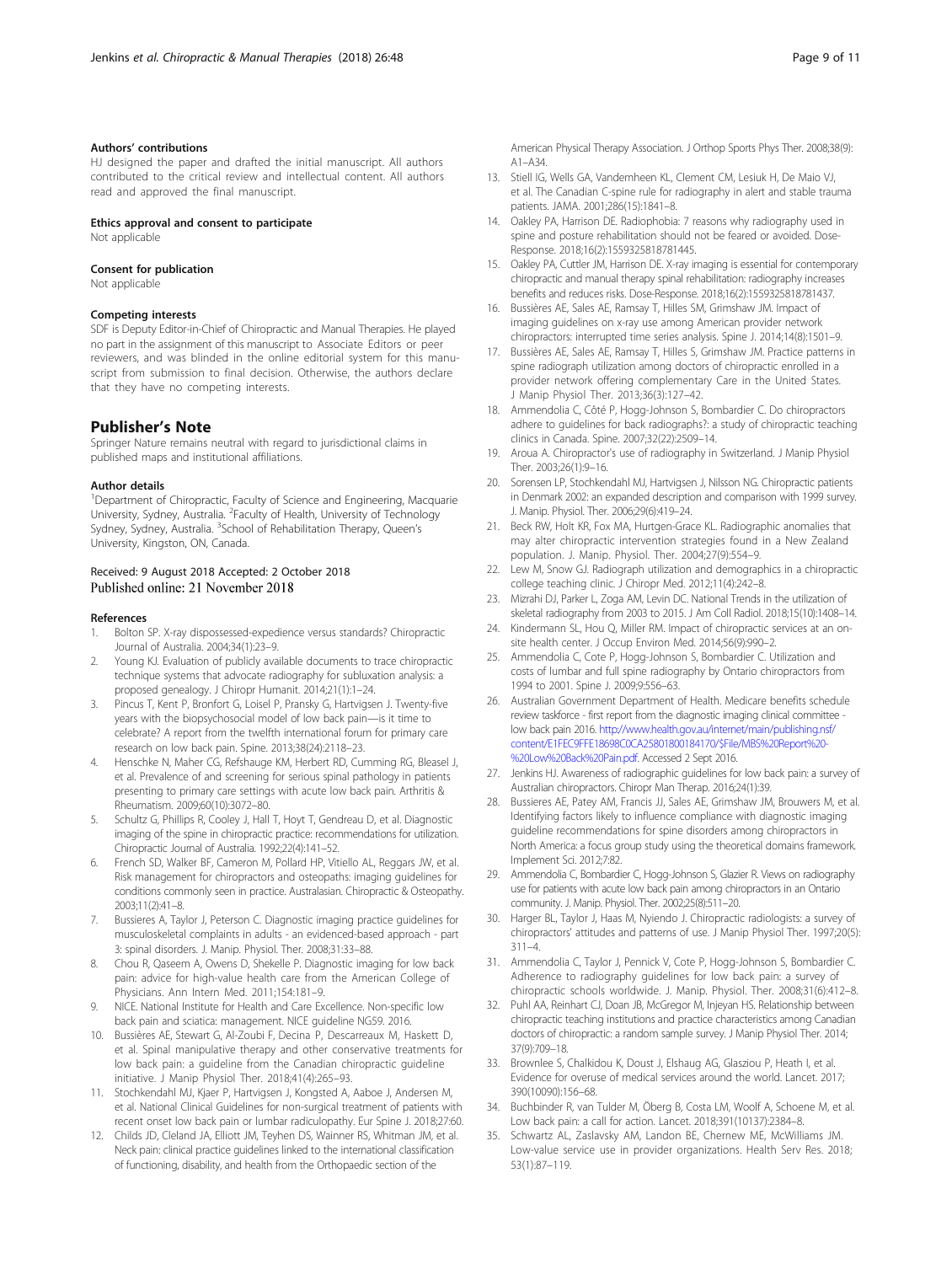#### Authors' contributions

HJ designed the paper and drafted the initial manuscript. All authors contributed to the critical review and intellectual content. All authors read and approved the final manuscript.

#### Ethics approval and consent to participate

Not applicable

#### Consent for publication

Not applicable

#### Competing interests

SDF is Deputy Editor-in-Chief of Chiropractic and Manual Therapies. He played no part in the assignment of this manuscript to Associate Editors or peer reviewers, and was blinded in the online editorial system for this manuscript from submission to final decision. Otherwise, the authors declare that they have no competing interests.

## Publisher's Note

Springer Nature remains neutral with regard to jurisdictional claims in published maps and institutional affiliations.

#### Author details

[1]Department of Chiropractic, Faculty of Science and Engineering, Macquarie University, Sydney, Australia. [2]Faculty of Health, University of Technology Sydney, Sydney, Australia. [3]School of Rehabilitation Therapy, Queen's University, Kingston, ON, Canada.

Received: 9 August 2018 Accepted: 2 October 2018
Published online: 21 November 2018

#### References

1. Bolton SP. X-ray dispossessed-expedience versus standards? Chiropractic Journal of Australia. 2004;34(1):23–9.
2. Young KJ. Evaluation of publicly available documents to trace chiropractic technique systems that advocate radiography for subluxation analysis: a proposed genealogy. J Chiropr Humanit. 2014;21(1):1–24.
3. Pincus T, Kent P, Bronfort G, Loisel P, Pransky G, Hartvigsen J. Twenty-five years with the biopsychosocial model of low back pain—is it time to celebrate? A report from the twelfth international forum for primary care research on low back pain. Spine. 2013;38(24):2118–23.
4. Henschke N, Maher CG, Refshauge KM, Herbert RD, Cumming RG, Bleasel J, et al. Prevalence of and screening for serious spinal pathology in patients presenting to primary care settings with acute low back pain. Arthritis & Rheumatism. 2009;60(10):3072–80.
5. Schultz G, Phillips R, Cooley J, Hall T, Hoyt T, Gendreau D, et al. Diagnostic imaging of the spine in chiropractic practice: recommendations for utilization. Chiropractic Journal of Australia. 1992;22(4):141–52.
6. French SD, Walker BF, Cameron M, Pollard HP, Vitiello AL, Reggars JW, et al. Risk management for chiropractors and osteopaths: imaging guidelines for conditions commonly seen in practice. Australasian. Chiropractic & Osteopathy. 2003;11(2):41–8.
7. Bussieres A, Taylor J, Peterson C. Diagnostic imaging practice guidelines for musculoskeletal complaints in adults - an evidenced-based approach - part 3: spinal disorders. J. Manip. Physiol. Ther. 2008;31:33–88.
8. Chou R, Qaseem A, Owens D, Shekelle P. Diagnostic imaging for low back pain: advice for high-value health care from the American College of Physicians. Ann Intern Med. 2011;154:181–9.
9. NICE. National Institute for Health and Care Excellence. Non-specific low back pain and sciatica: management. NICE guideline NG59. 2016.
10. Bussières AE, Stewart G, Al-Zoubi F, Decina P, Descarreaux M, Haskett D, et al. Spinal manipulative therapy and other conservative treatments for low back pain: a guideline from the Canadian chiropractic guideline initiative. J Manip Physiol Ther. 2018;41(4):265–93.
11. Stochkendahl MJ, Kjaer P, Hartvigsen J, Kongsted A, Aaboe J, Andersen M, et al. National Clinical Guidelines for non-surgical treatment of patients with recent onset low back pain or lumbar radiculopathy. Eur Spine J. 2018;27:60.
12. Childs JD, Cleland JA, Elliott JM, Teyhen DS, Wainner RS, Whitman JM, et al. Neck pain: clinical practice guidelines linked to the international classification of functioning, disability, and health from the Orthopaedic section of the American Physical Therapy Association. J Orthop Sports Phys Ther. 2008;38(9):A1–A34.
13. Stiell IG, Wells GA, Vandemheen KL, Clement CM, Lesiuk H, De Maio VJ, et al. The Canadian C-spine rule for radiography in alert and stable trauma patients. JAMA. 2001;286(15):1841–8.
14. Oakley PA, Harrison DE. Radiophobia: 7 reasons why radiography used in spine and posture rehabilitation should not be feared or avoided. Dose-Response. 2018;16(2):1559325818781445.
15. Oakley PA, Cuttler JM, Harrison DE. X-ray imaging is essential for contemporary chiropractic and manual therapy spinal rehabilitation: radiography increases benefits and reduces risks. Dose-Response. 2018;16(2):1559325818781437.
16. Bussières AE, Sales AE, Ramsay T, Hilles SM, Grimshaw JM. Impact of imaging guidelines on x-ray use among American provider network chiropractors: interrupted time series analysis. Spine J. 2014;14(8):1501–9.
17. Bussières AE, Sales AE, Ramsay T, Hilles S, Grimshaw JM. Practice patterns in spine radiograph utilization among doctors of chiropractic enrolled in a provider network offering complementary Care in the United States. J Manip Physiol Ther. 2013;36(3):127–42.
18. Ammendolia C, Côté P, Hogg-Johnson S, Bombardier C. Do chiropractors adhere to guidelines for back radiographs?: a study of chiropractic teaching clinics in Canada. Spine. 2007;32(22):2509–14.
19. Aroua A. Chiropractor's use of radiography in Switzerland. J Manip Physiol Ther. 2003;26(1):9–16.
20. Sorensen LP, Stochkendahl MJ, Hartvigsen J, Nilsson NG. Chiropractic patients in Denmark 2002: an expanded description and comparison with 1999 survey. J. Manip. Physiol. Ther. 2006;29(6):419–24.
21. Beck RW, Holt KR, Fox MA, Hurtgen-Grace KL. Radiographic anomalies that may alter chiropractic intervention strategies found in a New Zealand population. J. Manip. Physiol. Ther. 2004;27(9):554–9.
22. Lew M, Snow GJ. Radiograph utilization and demographics in a chiropractic college teaching clinic. J Chiropr Med. 2012;11(4):242–8.
23. Mizrahi DJ, Parker L, Zoga AM, Levin DC. National Trends in the utilization of skeletal radiography from 2003 to 2015. J Am Coll Radiol. 2018;15(10):1408–14.
24. Kindermann SL, Hou Q, Miller RM. Impact of chiropractic services at an on-site health center. J Occup Environ Med. 2014;56(9):990–2.
25. Ammendolia C, Cote P, Hogg-Johnson S, Bombardier C. Utilization and costs of lumbar and full spine radiography by Ontario chiropractors from 1994 to 2001. Spine J. 2009;9:556–63.
26. Australian Government Department of Health. Medicare benefits schedule review taskforce - first report from the diagnostic imaging clinical committee - low back pain 2016. http://www.health.gov.au/internet/main/publishing.nsf/content/E1FEC9FFE18698C0CA25801800184170/$File/MBS%20Report%20-%20Low%20Back%20Pain.pdf. Accessed 2 Sept 2016.
27. Jenkins HJ. Awareness of radiographic guidelines for low back pain: a survey of Australian chiropractors. Chiropr Man Therap. 2016;24(1):39.
28. Bussieres AE, Patey AM, Francis JJ, Sales AE, Grimshaw JM, Brouwers M, et al. Identifying factors likely to influence compliance with diagnostic imaging guideline recommendations for spine disorders among chiropractors in North America: a focus group study using the theoretical domains framework. Implement Sci. 2012;7:82.
29. Ammendolia C, Bombardier C, Hogg-Johnson S, Glazier R. Views on radiography use for patients with acute low back pain among chiropractors in an Ontario community. J. Manip. Physiol. Ther. 2002;25(8):511–20.
30. Harger BL, Taylor J, Haas M, Nyiendo J. Chiropractic radiologists: a survey of chiropractors' attitudes and patterns of use. J Manip Physiol Ther. 1997;20(5):311–4.
31. Ammendolia C, Taylor J, Pennick V, Cote P, Hogg-Johnson S, Bombardier C. Adherence to radiography guidelines for low back pain: a survey of chiropractic schools worldwide. J. Manip. Physiol. Ther. 2008;31(6):412–8.
32. Puhl AA, Reinhart CJ, Doan JB, McGregor M, Injeyan HS. Relationship between chiropractic teaching institutions and practice characteristics among Canadian doctors of chiropractic: a random sample survey. J Manip Physiol Ther. 2014;37(9):709–18.
33. Brownlee S, Chalkidou K, Doust J, Elshaug AG, Glasziou P, Heath I, et al. Evidence for overuse of medical services around the world. Lancet. 2017;390(10090):156–68.
34. Buchbinder R, van Tulder M, Öberg B, Costa LM, Woolf A, Schoene M, et al. Low back pain: a call for action. Lancet. 2018;391(10137):2384–8.
35. Schwartz AL, Zaslavsky AM, Landon BE, Chernew ME, McWilliams JM. Low-value service use in provider organizations. Health Serv Res. 2018;53(1):87–119.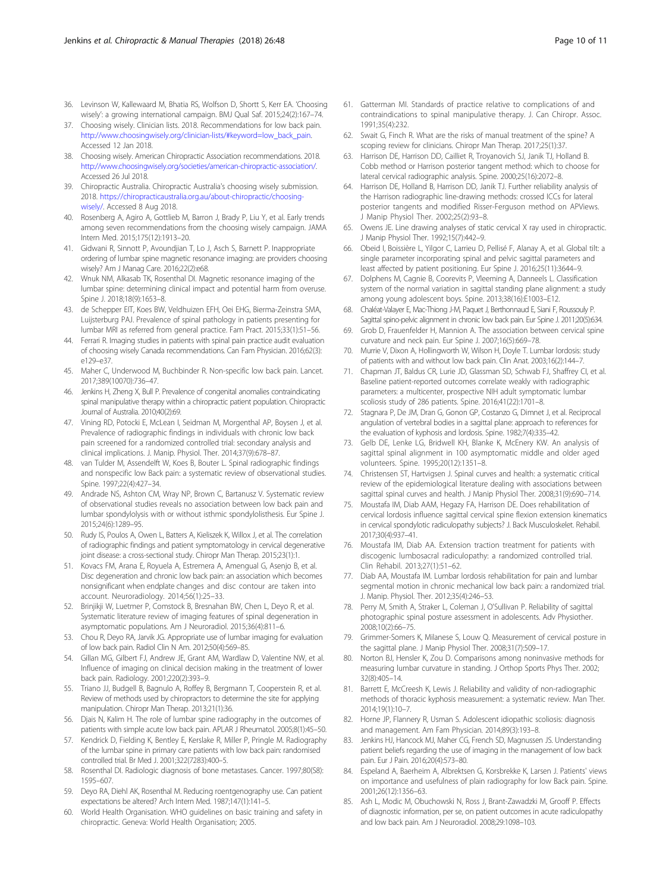36. Levinson W, Kallewaard M, Bhatia RS, Wolfson D, Shortt S, Kerr EA. 'Choosing wisely': a growing international campaign. BMJ Qual Saf. 2015;24(2):167–74.
37. Choosing wisely. Clinician lists. 2018. Recommendations for low back pain. http://www.choosingwisely.org/clinician-lists/#keyword=low_back_pain. Accessed 12 Jan 2018.
38. Choosing wisely. American Chiropractic Association recommendations. 2018. http://www.choosingwisely.org/societies/american-chiropractic-association/. Accessed 26 Jul 2018.
39. Chiropractic Australia. Chiropractic Australia's choosing wisely submission. 2018. https://chiropracticaustralia.org.au/about-chiropractic/choosing-wisely/. Accessed 8 Aug 2018.
40. Rosenberg A, Agiro A, Gottlieb M, Barron J, Brady P, Liu Y, et al. Early trends among seven recommendations from the choosing wisely campaign. JAMA Intern Med. 2015;175(12):1913–20.
41. Gidwani R, Sinnott P, Avoundjian T, Lo J, Asch S, Barnett P. Inappropriate ordering of lumbar spine magnetic resonance imaging: are providers choosing wisely? Am J Manag Care. 2016;22(2):e68.
42. Wnuk NM, Alkasab TK, Rosenthal DI. Magnetic resonance imaging of the lumbar spine: determining clinical impact and potential harm from overuse. Spine J. 2018;18(9):1653–8.
43. de Schepper EIT, Koes BW, Veldhuizen EFH, Oei EHG, Bierma-Zeinstra SMA, Luijsterburg PAJ. Prevalence of spinal pathology in patients presenting for lumbar MRI as referred from general practice. Fam Pract. 2015;33(1):51–56.
44. Ferrari R. Imaging studies in patients with spinal pain practice audit evaluation of choosing wisely Canada recommendations. Can Fam Physician. 2016;62(3): e129–e37.
45. Maher C, Underwood M, Buchbinder R. Non-specific low back pain. Lancet. 2017;389(10070):736–47.
46. Jenkins H, Zheng X, Bull P. Prevalence of congenital anomalies contraindicating spinal manipulative therapy within a chiropractic patient population. Chiropractic Journal of Australia. 2010;40(2):69.
47. Vining RD, Potocki E, McLean I, Seidman M, Morgenthal AP, Boysen J, et al. Prevalence of radiographic findings in individuals with chronic low back pain screened for a randomized controlled trial: secondary analysis and clinical implications. J. Manip. Physiol. Ther. 2014;37(9):678–87.
48. van Tulder M, Assendelft W, Koes B, Bouter L. Spinal radiographic findings and nonspecific low Back pain: a systematic review of observational studies. Spine. 1997;22(4):427–34.
49. Andrade NS, Ashton CM, Wray NP, Brown C, Bartanusz V. Systematic review of observational studies reveals no association between low back pain and lumbar spondylolysis with or without isthmic spondylolisthesis. Eur Spine J. 2015;24(6):1289–95.
50. Rudy IS, Poulos A, Owen L, Batters A, Kieliszek K, Willox J, et al. The correlation of radiographic findings and patient symptomatology in cervical degenerative joint disease: a cross-sectional study. Chiropr Man Therap. 2015;23(1):1.
51. Kovacs FM, Arana E, Royuela A, Estremera A, Amengual G, Asenjo B, et al. Disc degeneration and chronic low back pain: an association which becomes nonsignificant when endplate changes and disc contour are taken into account. Neuroradiology. 2014;56(1):25–33.
52. Brinjikji W, Luetmer P, Comstock B, Bresnahan BW, Chen L, Deyo R, et al. Systematic literature review of imaging features of spinal degeneration in asymptomatic populations. Am J Neuroradiol. 2015;36(4):811–6.
53. Chou R, Deyo RA, Jarvik JG. Appropriate use of lumbar imaging for evaluation of low back pain. Radiol Clin N Am. 2012;50(4):569–85.
54. Gillan MG, Gilbert FJ, Andrew JE, Grant AM, Wardlaw D, Valentine NW, et al. Influence of imaging on clinical decision making in the treatment of lower back pain. Radiology. 2001;220(2):393–9.
55. Triano JJ, Budgell B, Bagnulo A, Roffey B, Bergmann T, Cooperstein R, et al. Review of methods used by chiropractors to determine the site for applying manipulation. Chiropr Man Therap. 2013;21(1):36.
56. Djais N, Kalim H. The role of lumbar spine radiography in the outcomes of patients with simple acute low back pain. APLAR J Rheumatol. 2005;8(1):45–50.
57. Kendrick D, Fielding K, Bentley E, Kerslake R, Miller P, Pringle M. Radiography of the lumbar spine in primary care patients with low back pain: randomised controlled trial. Br Med J. 2001;322(7283):400–5.
58. Rosenthal DI. Radiologic diagnosis of bone metastases. Cancer. 1997;80(S8): 1595–607.
59. Deyo RA, Diehl AK, Rosenthal M. Reducing roentgenography use. Can patient expectations be altered? Arch Intern Med. 1987;147(1):141–5.
60. World Health Organisation. WHO guidelines on basic training and safety in chiropractic. Geneva: World Health Organisation; 2005.
61. Gatterman MI. Standards of practice relative to complications of and contraindications to spinal manipulative therapy. J. Can Chiropr. Assoc. 1991;35(4):232.
62. Swait G, Finch R. What are the risks of manual treatment of the spine? A scoping review for clinicians. Chiropr Man Therap. 2017;25(1):37.
63. Harrison DE, Harrison DD, Cailliet R, Troyanovich SJ, Janik TJ, Holland B. Cobb method or Harrison posterior tangent method: which to choose for lateral cervical radiographic analysis. Spine. 2000;25(16):2072–8.
64. Harrison DE, Holland B, Harrison DD, Janik TJ. Further reliability analysis of the Harrison radiographic line-drawing methods: crossed ICCs for lateral posterior tangents and modified Risser-Ferguson method on APViews. J Manip Physiol Ther. 2002;25(2):93–8.
65. Owens JE. Line drawing analyses of static cervical X ray used in chiropractic. J Manip Physiol Ther. 1992;15(7):442–9.
66. Obeid I, Boissière L, Yilgor C, Larrieu D, Pellisé F, Alanay A, et al. Global tilt: a single parameter incorporating spinal and pelvic sagittal parameters and least affected by patient positioning. Eur Spine J. 2016;25(11):3644–9.
67. Dolphens M, Cagnie B, Coorevits P, Vleeming A, Danneels L. Classification system of the normal variation in sagittal standing plane alignment: a study among young adolescent boys. Spine. 2013;38(16):E1003–E12.
68. Chaléat-Valayer E, Mac-Thiong J-M, Paquet J, Berthonnaud E, Siani F, Roussouly P. Sagittal spino-pelvic alignment in chronic low back pain. Eur Spine J. 2011;20(5):634.
69. Grob D, Frauenfelder H, Mannion A. The association between cervical spine curvature and neck pain. Eur Spine J. 2007;16(5):669–78.
70. Murrie V, Dixon A, Hollingworth W, Wilson H, Doyle T. Lumbar lordosis: study of patients with and without low back pain. Clin Anat. 2003;16(2):144–7.
71. Chapman JT, Baldus CR, Lurie JD, Glassman SD, Schwab FJ, Shaffrey CI, et al. Baseline patient-reported outcomes correlate weakly with radiographic parameters: a multicenter, prospective NIH adult symptomatic lumbar scoliosis study of 286 patients. Spine. 2016;41(22):1701–8.
72. Stagnara P, De JM, Dran G, Gonon GP, Costanzo G, Dimnet J, et al. Reciprocal angulation of vertebral bodies in a sagittal plane: approach to references for the evaluation of kyphosis and lordosis. Spine. 1982;7(4):335–42.
73. Gelb DE, Lenke LG, Bridwell KH, Blanke K, McEnery KW. An analysis of sagittal spinal alignment in 100 asymptomatic middle and older aged volunteers. Spine. 1995;20(12):1351–8.
74. Christensen ST, Hartvigsen J. Spinal curves and health: a systematic critical review of the epidemiological literature dealing with associations between sagittal spinal curves and health. J Manip Physiol Ther. 2008;31(9):690–714.
75. Moustafa IM, Diab AAM, Hegazy FA, Harrison DE. Does rehabilitation of cervical lordosis influence sagittal cervical spine flexion extension kinematics in cervical spondylotic radiculopathy subjects? J. Back Musculoskelet. Rehabil. 2017;30(4):937–41.
76. Moustafa IM, Diab AA. Extension traction treatment for patients with discogenic lumbosacral radiculopathy: a randomized controlled trial. Clin Rehabil. 2013;27(1):51–62.
77. Diab AA, Moustafa IM. Lumbar lordosis rehabilitation for pain and lumbar segmental motion in chronic mechanical low back pain: a randomized trial. J. Manip. Physiol. Ther. 2012;35(4):246–53.
78. Perry M, Smith A, Straker L, Coleman J, O'Sullivan P. Reliability of sagittal photographic spinal posture assessment in adolescents. Adv Physiother. 2008;10(2):66–75.
79. Grimmer-Somers K, Milanese S, Louw Q. Measurement of cervical posture in the sagittal plane. J Manip Physiol Ther. 2008;31(7):509–17.
80. Norton BJ, Hensler K, Zou D. Comparisons among noninvasive methods for measuring lumbar curvature in standing. J Orthop Sports Phys Ther. 2002; 32(8):405–14.
81. Barrett E, McCreesh K, Lewis J. Reliability and validity of non-radiographic methods of thoracic kyphosis measurement: a systematic review. Man Ther. 2014;19(1):10–7.
82. Horne JP, Flannery R, Usman S. Adolescent idiopathic scoliosis: diagnosis and management. Am Fam Physician. 2014;89(3):193–8.
83. Jenkins HJ, Hancock MJ, Maher CG, French SD, Magnussen JS. Understanding patient beliefs regarding the use of imaging in the management of low back pain. Eur J Pain. 2016;20(4):573–80.
84. Espeland A, Baerheim A, Albrektsen G, Korsbrekke K, Larsen J. Patients' views on importance and usefulness of plain radiography for low Back pain. Spine. 2001;26(12):1356–63.
85. Ash L, Modic M, Obuchowski N, Ross J, Brant-Zawadzki M, Grooff P. Effects of diagnostic information, per se, on patient outcomes in acute radiculopathy and low back pain. Am J Neuroradiol. 2008;29:1098–103.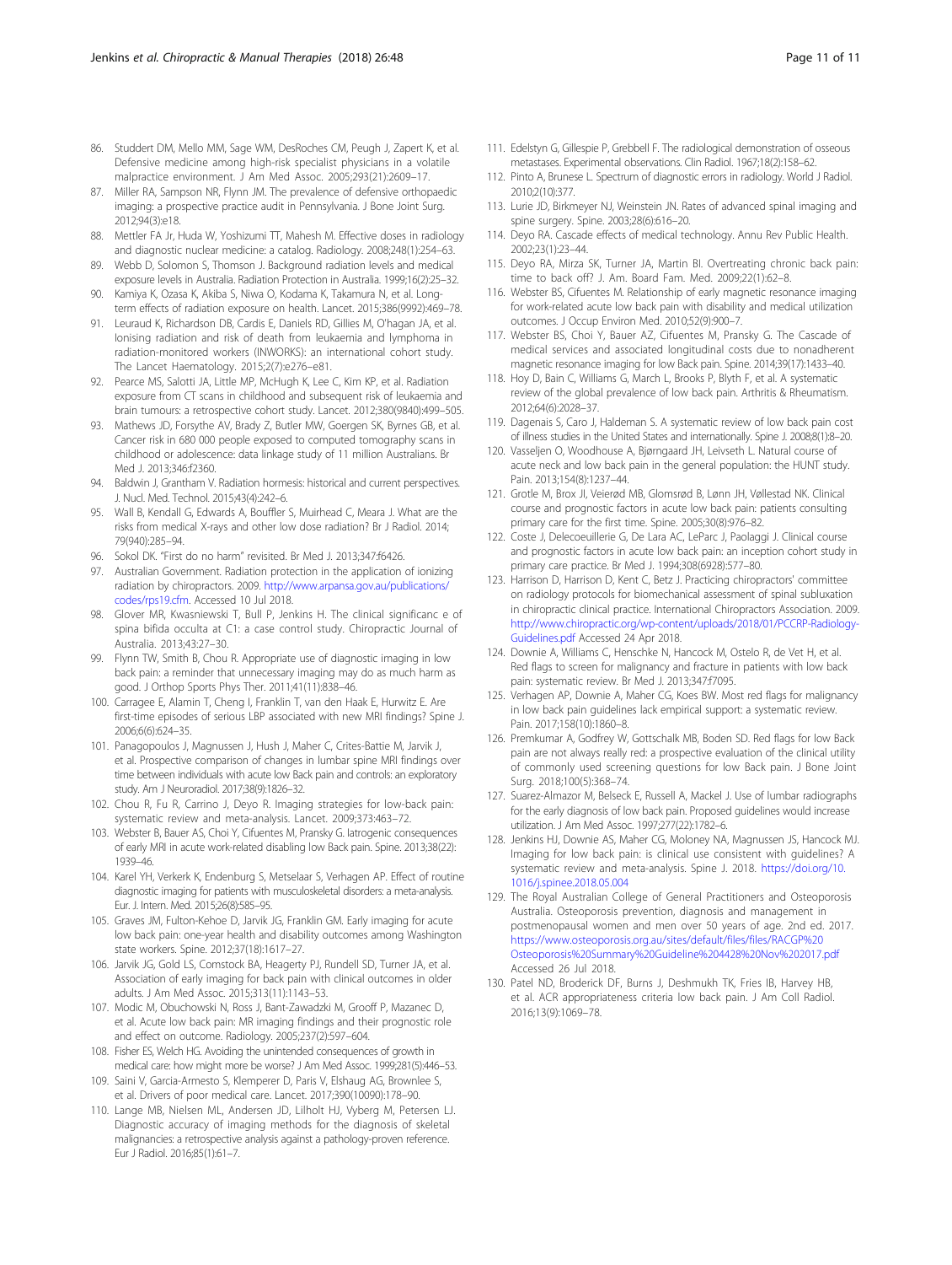86. Studdert DM, Mello MM, Sage WM, DesRoches CM, Peugh J, Zapert K, et al. Defensive medicine among high-risk specialist physicians in a volatile malpractice environment. J Am Med Assoc. 2005;293(21):2609–17.
87. Miller RA, Sampson NR, Flynn JM. The prevalence of defensive orthopaedic imaging: a prospective practice audit in Pennsylvania. J Bone Joint Surg. 2012;94(3):e18.
88. Mettler FA Jr, Huda W, Yoshizumi TT, Mahesh M. Effective doses in radiology and diagnostic nuclear medicine: a catalog. Radiology. 2008;248(1):254–63.
89. Webb D, Solomon S, Thomson J. Background radiation levels and medical exposure levels in Australia. Radiation Protection in Australia. 1999;16(2):25–32.
90. Kamiya K, Ozasa K, Akiba S, Niwa O, Kodama K, Takamura N, et al. Long-term effects of radiation exposure on health. Lancet. 2015;386(9992):469–78.
91. Leuraud K, Richardson DB, Cardis E, Daniels RD, Gillies M, O'hagan JA, et al. Ionising radiation and risk of death from leukaemia and lymphoma in radiation-monitored workers (INWORKS): an international cohort study. The Lancet Haematology. 2015;2(7):e276–e81.
92. Pearce MS, Salotti JA, Little MP, McHugh K, Lee C, Kim KP, et al. Radiation exposure from CT scans in childhood and subsequent risk of leukaemia and brain tumours: a retrospective cohort study. Lancet. 2012;380(9840):499–505.
93. Mathews JD, Forsythe AV, Brady Z, Butler MW, Goergen SK, Byrnes GB, et al. Cancer risk in 680 000 people exposed to computed tomography scans in childhood or adolescence: data linkage study of 11 million Australians. Br Med J. 2013;346:f2360.
94. Baldwin J, Grantham V. Radiation hormesis: historical and current perspectives. J. Nucl. Med. Technol. 2015;43(4):242–6.
95. Wall B, Kendall G, Edwards A, Bouffler S, Muirhead C, Meara J. What are the risks from medical X-rays and other low dose radiation? Br J Radiol. 2014; 79(940):285–94.
96. Sokol DK. "First do no harm" revisited. Br Med J. 2013;347:f6426.
97. Australian Government. Radiation protection in the application of ionizing radiation by chiropractors. 2009. http://www.arpansa.gov.au/publications/codes/rps19.cfm. Accessed 10 Jul 2018.
98. Glover MR, Kwasniewski T, Bull P, Jenkins H. The clinical significanc e of spina bifida occulta at C1: a case control study. Chiropractic Journal of Australia. 2013;43:27–30.
99. Flynn TW, Smith B, Chou R. Appropriate use of diagnostic imaging in low back pain: a reminder that unnecessary imaging may do as much harm as good. J Orthop Sports Phys Ther. 2011;41(11):838–46.
100. Carragee E, Alamin T, Cheng I, Franklin T, van den Haak E, Hurwitz E. Are first-time episodes of serious LBP associated with new MRI findings? Spine J. 2006;6(6):624–35.
101. Panagopoulos J, Magnussen J, Hush J, Maher C, Crites-Battie M, Jarvik J, et al. Prospective comparison of changes in lumbar spine MRI findings over time between individuals with acute low Back pain and controls: an exploratory study. Am J Neuroradiol. 2017;38(9):1826–32.
102. Chou R, Fu R, Carrino J, Deyo R. Imaging strategies for low-back pain: systematic review and meta-analysis. Lancet. 2009;373:463–72.
103. Webster B, Bauer AS, Choi Y, Cifuentes M, Pransky G. Iatrogenic consequences of early MRI in acute work-related disabling low Back pain. Spine. 2013;38(22): 1939–46.
104. Karel YH, Verkerk K, Endenburg S, Metselaar S, Verhagen AP. Effect of routine diagnostic imaging for patients with musculoskeletal disorders: a meta-analysis. Eur. J. Intern. Med. 2015;26(8):585–95.
105. Graves JM, Fulton-Kehoe D, Jarvik JG, Franklin GM. Early imaging for acute low back pain: one-year health and disability outcomes among Washington state workers. Spine. 2012;37(18):1617–27.
106. Jarvik JG, Gold LS, Comstock BA, Heagerty PJ, Rundell SD, Turner JA, et al. Association of early imaging for back pain with clinical outcomes in older adults. J Am Med Assoc. 2015;313(11):1143–53.
107. Modic M, Obuchowski N, Ross J, Bant-Zawadzki M, Grooff P, Mazanec D, et al. Acute low back pain: MR imaging findings and their prognostic role and effect on outcome. Radiology. 2005;237(2):597–604.
108. Fisher ES, Welch HG. Avoiding the unintended consequences of growth in medical care: how might more be worse? J Am Med Assoc. 1999;281(5):446–53.
109. Saini V, Garcia-Armesto S, Klemperer D, Paris V, Elshaug AG, Brownlee S, et al. Drivers of poor medical care. Lancet. 2017;390(10090):178–90.
110. Lange MB, Nielsen ML, Andersen JD, Lilholt HJ, Vyberg M, Petersen LJ. Diagnostic accuracy of imaging methods for the diagnosis of skeletal malignancies: a retrospective analysis against a pathology-proven reference. Eur J Radiol. 2016;85(1):61–7.
111. Edelstyn G, Gillespie P, Grebbell F. The radiological demonstration of osseous metastases. Experimental observations. Clin Radiol. 1967;18(2):158–62.
112. Pinto A, Brunese L. Spectrum of diagnostic errors in radiology. World J Radiol. 2010;2(10):377.
113. Lurie JD, Birkmeyer NJ, Weinstein JN. Rates of advanced spinal imaging and spine surgery. Spine. 2003;28(6):616–20.
114. Deyo RA. Cascade effects of medical technology. Annu Rev Public Health. 2002;23(1):23–44.
115. Deyo RA, Mirza SK, Turner JA, Martin BI. Overtreating chronic back pain: time to back off? J. Am. Board Fam. Med. 2009;22(1):62–8.
116. Webster BS, Cifuentes M. Relationship of early magnetic resonance imaging for work-related acute low back pain with disability and medical utilization outcomes. J Occup Environ Med. 2010;52(9):900–7.
117. Webster BS, Choi Y, Bauer AZ, Cifuentes M, Pransky G. The Cascade of medical services and associated longitudinal costs due to nonadherent magnetic resonance imaging for low Back pain. Spine. 2014;39(17):1433–40.
118. Hoy D, Bain C, Williams G, March L, Brooks P, Blyth F, et al. A systematic review of the global prevalence of low back pain. Arthritis & Rheumatism. 2012;64(6):2028–37.
119. Dagenais S, Caro J, Haldeman S. A systematic review of low back pain cost of illness studies in the United States and internationally. Spine J. 2008;8(1):8–20.
120. Vasseljen O, Woodhouse A, Bjørngaard JH, Leivseth L. Natural course of acute neck and low back pain in the general population: the HUNT study. Pain. 2013;154(8):1237–44.
121. Grotle M, Brox JI, Veierød MB, Glomsrød B, Lønn JH, Vøllestad NK. Clinical course and prognostic factors in acute low back pain: patients consulting primary care for the first time. Spine. 2005;30(8):976–82.
122. Coste J, Delecoeuillerie G, De Lara AC, LeParc J, Paolaggi J. Clinical course and prognostic factors in acute low back pain: an inception cohort study in primary care practice. Br Med J. 1994;308(6928):577–80.
123. Harrison D, Harrison D, Kent C, Betz J. Practicing chiropractors' committee on radiology protocols for biomechanical assessment of spinal subluxation in chiropractic clinical practice. International Chiropractors Association. 2009. http://www.chiropractic.org/wp-content/uploads/2018/01/PCCRP-Radiology-Guidelines.pdf Accessed 24 Apr 2018.
124. Downie A, Williams C, Henschke N, Hancock M, Ostelo R, de Vet H, et al. Red flags to screen for malignancy and fracture in patients with low back pain: systematic review. Br Med J. 2013;347:f7095.
125. Verhagen AP, Downie A, Maher CG, Koes BW. Most red flags for malignancy in low back pain guidelines lack empirical support: a systematic review. Pain. 2017;158(10):1860–8.
126. Premkumar A, Godfrey W, Gottschalk MB, Boden SD. Red flags for low Back pain are not always really red: a prospective evaluation of the clinical utility of commonly used screening questions for low Back pain. J Bone Joint Surg. 2018;100(5):368–74.
127. Suarez-Almazor M, Belseck E, Russell A, Mackel J. Use of lumbar radiographs for the early diagnosis of low back pain. Proposed guidelines would increase utilization. J Am Med Assoc. 1997;277(22):1782–6.
128. Jenkins HJ, Downie AS, Maher CG, Moloney NA, Magnussen JS, Hancock MJ. Imaging for low back pain: is clinical use consistent with guidelines? A systematic review and meta-analysis. Spine J. 2018. https://doi.org/10.1016/j.spinee.2018.05.004
129. The Royal Australian College of General Practitioners and Osteoporosis Australia. Osteoporosis prevention, diagnosis and management in postmenopausal women and men over 50 years of age. 2nd ed. 2017. https://www.osteoporosis.org.au/sites/default/files/files/RACGP%20Osteoporosis%20Summary%20Guideline%204428%20Nov%202017.pdf Accessed 26 Jul 2018.
130. Patel ND, Broderick DF, Burns J, Deshmukh TK, Fries IB, Harvey HB, et al. ACR appropriateness criteria low back pain. J Am Coll Radiol. 2016;13(9):1069–78.